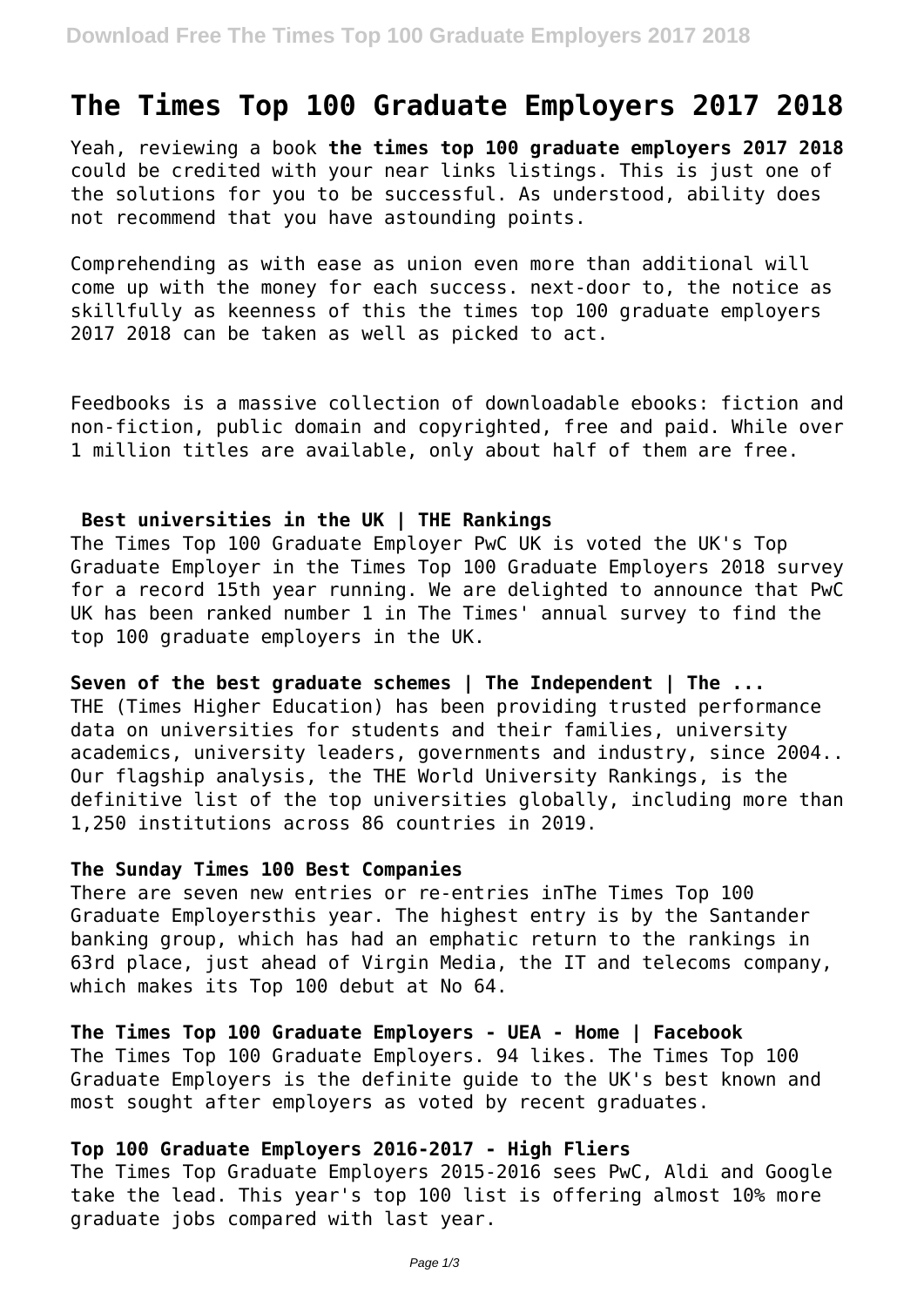# The Times Top 100 Graduate Employers 2017 2018

Yeah, reviewing a book **the times top 100 graduate employers 2017 2018** could be credited with your near links listings. This is just one of the solutions for you to be successful. As understood, ability does not recommend that you have astounding points.

Comprehending as with ease as union even more than additional will come up with the money for each success. next-door to, the notice as skillfully as keenness of this the times top 100 graduate employers 2017 2018 can be taken as well as picked to act.

Feedbooks is a massive collection of downloadable ebooks: fiction and non-fiction, public domain and copyrighted, free and paid. While over 1 million titles are available, only about half of them are free.

## Best universities in the UK | THE Rankings

The Times Top 100 Graduate Employer PwC UK is voted the UK's Top Graduate Employer in the Times Top 100 Graduate Employers 2018 survey for a record 15th year running. We are delighted to announce that PwC UK has been ranked number 1 in The Times' annual survey to find the top 100 graduate employers in the UK.

## Seven of the best graduate schemes | The Independent | The ...

THE (Times Higher Education) has been providing trusted performance data on universities for students and their families, university academics, university leaders, governments and industry, since 2004.. Our flagship analysis, the THE World University Rankings, is the definitive list of the top universities globally, including more than 1,250 institutions across 86 countries in 2019.

## The Sunday Times 100 Best Companies

There are seven new entries or re-entries inThe Times Top 100 Graduate Employersthis year. The highest entry is by the Santander banking group, which has had an emphatic return to the rankings in 63rd place, just ahead of Virgin Media, the IT and telecoms company, which makes its Top 100 debut at No 64.

## The Times Top 100 Graduate Employers - UEA - Home | Facebook

The Times Top 100 Graduate Employers. 94 likes. The Times Top 100 Graduate Employers is the definite guide to the UK's best known and most sought after employers as voted by recent graduates.

## Top 100 Graduate Employers 2016-2017 - High Fliers

The Times Top Graduate Employers 2015-2016 sees PwC, Aldi and Google take the lead. This year's top 100 list is offering almost 10% more graduate jobs compared with last year.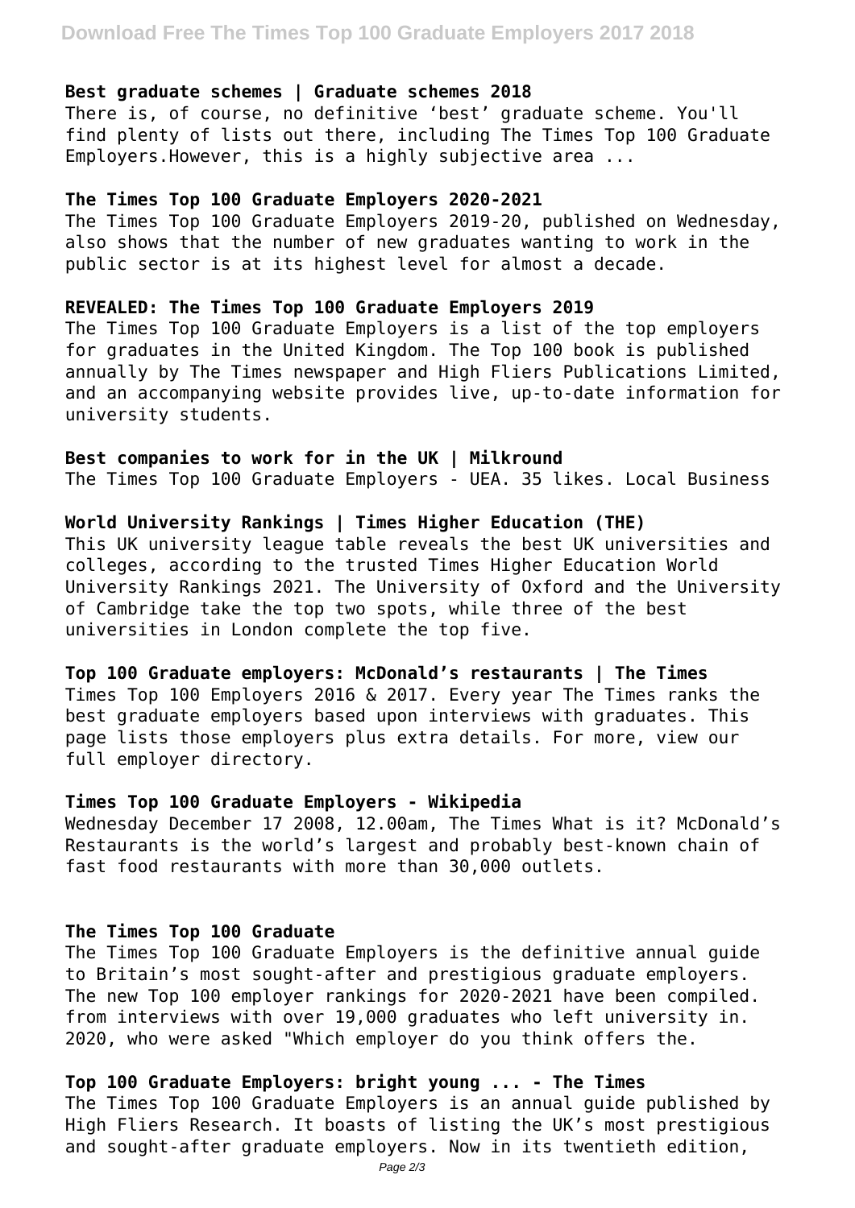### Best graduate schemes | Graduate schemes 2018

There is, of course, no definitive 'best' graduate scheme. You'll find plenty of lists out there, including The Times Top 100 Graduate Employers.However, this is a highly subjective area ...

### The Times Top 100 Graduate Employers 2020-2021

The Times Top 100 Graduate Employers 2019-20, published on Wednesday, also shows that the number of new graduates wanting to work in the public sector is at its highest level for almost a decade.

### REVEALED: The Times Top 100 Graduate Employers 2019

The Times Top 100 Graduate Employers is a list of the top employers for graduates in the United Kingdom. The Top 100 book is published annually by The Times newspaper and High Fliers Publications Limited, and an accompanying website provides live, up-to-date information for university students.

### Best companies to work for in the UK | Milkround

The Times Top 100 Graduate Employers - UEA. 35 likes. Local Business

### World University Rankings | Times Higher Education (THE)

This UK university league table reveals the best UK universities and colleges, according to the trusted Times Higher Education World University Rankings 2021. The University of Oxford and the University of Cambridge take the top two spots, while three of the best universities in London complete the top five.

### Top 100 Graduate employers: McDonald's restaurants | The Times

Times Top 100 Employers 2016 & 2017. Every year The Times ranks the best graduate employers based upon interviews with graduates. This page lists those employers plus extra details. For more, view our full employer directory.

### Times Top 100 Graduate Employers - Wikipedia

Wednesday December 17 2008, 12.00am, The Times What is it? McDonald's Restaurants is the world's largest and probably best-known chain of fast food restaurants with more than 30,000 outlets.

### The Times Top 100 Graduate

The Times Top 100 Graduate Employers is the definitive annual guide to Britain's most sought-after and prestigious graduate employers. The new Top 100 employer rankings for 2020-2021 have been compiled. from interviews with over 19,000 graduates who left university in. 2020, who were asked "Which employer do you think offers the.

### Top 100 Graduate Employers: bright young ... - The Times

The Times Top 100 Graduate Employers is an annual guide published by High Fliers Research. It boasts of listing the UK's most prestigious and sought-after graduate employers. Now in its twentieth edition,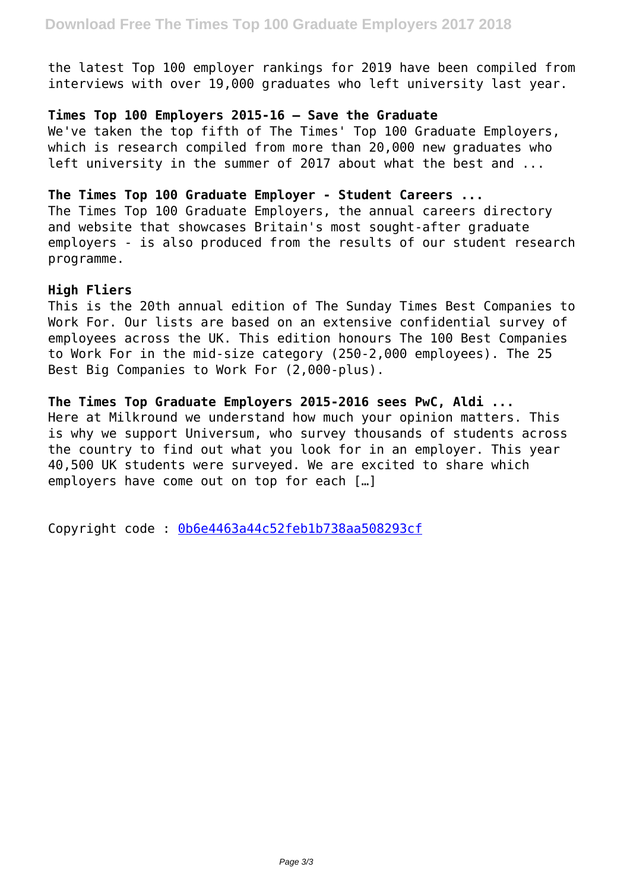the latest Top 100 employer rankings for 2019 have been compiled from interviews with over 19,000 graduates who left university last year.

**Times Top 100 Employers 2015-16 – Save the Graduate**

We've taken the top fifth of The Times' Top 100 Graduate Employers, which is research compiled from more than 20,000 new graduates who left university in the summer of 2017 about what the best and ...

**The Times Top 100 Graduate Employer - Student Careers ...**

The Times Top 100 Graduate Employers, the annual careers directory and website that showcases Britain's most sought-after graduate employers - is also produced from the results of our student research programme.

**High Fliers**

This is the 20th annual edition of The Sunday Times Best Companies to Work For. Our lists are based on an extensive confidential survey of employees across the UK. This edition honours The 100 Best Companies to Work For in the mid-size category (250-2,000 employees). The 25 Best Big Companies to Work For (2,000-plus).

**The Times Top Graduate Employers 2015-2016 sees PwC, Aldi ...**

Here at Milkround we understand how much your opinion matters. This is why we support Universum, who survey thousands of students across the country to find out what you look for in an employer. This year 40,500 UK students were surveyed. We are excited to share which employers have come out on top for each […]

Copyright code : 0b6e4463a44c52feb1b738aa508293cf